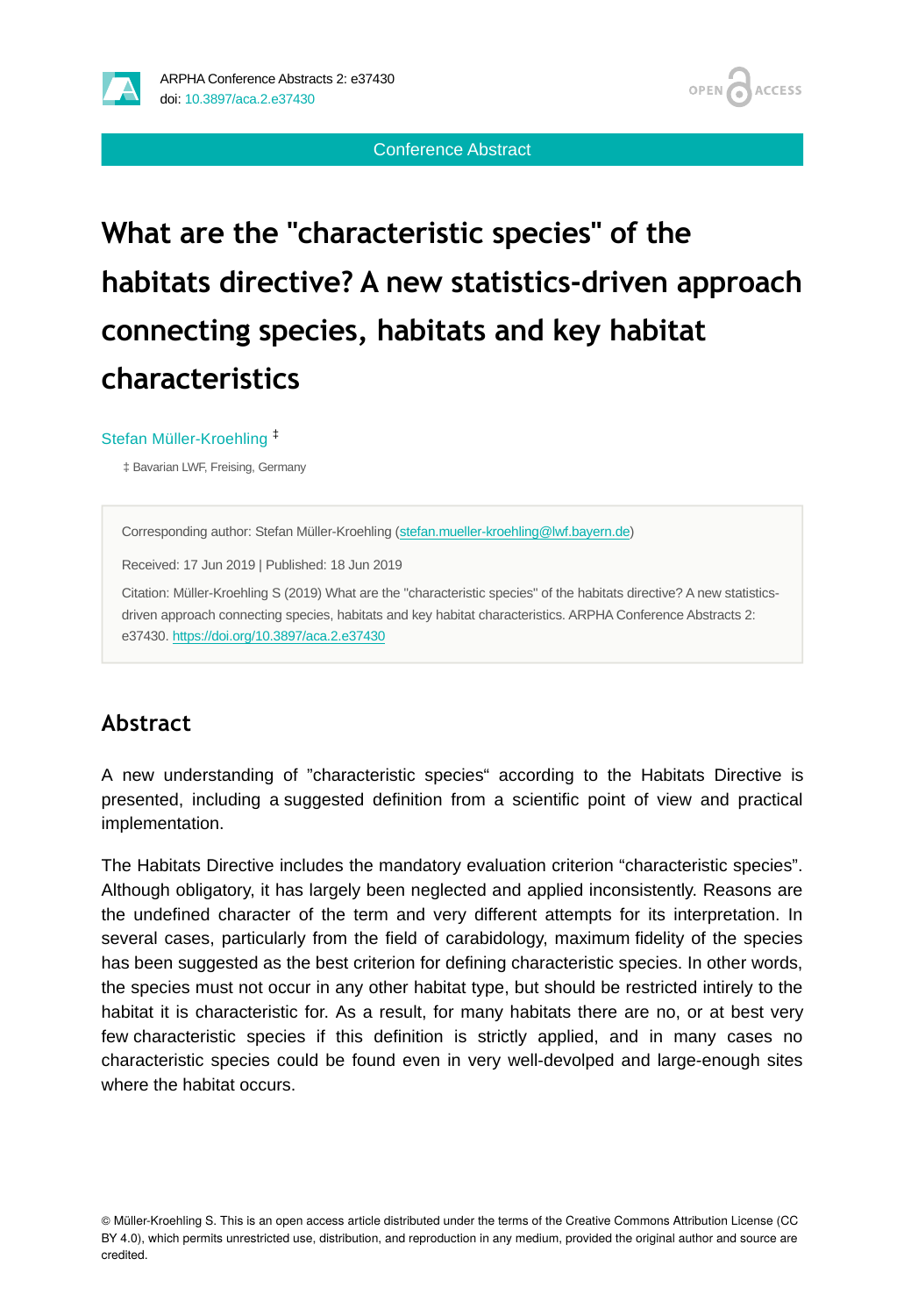Conference Abstract

# What are the "characteristic species" of the habitats directive? A new statistics-driven approach connecting species, habitats and key habitat characteristics

Stefan Müller-Kroehling [‡]

‡ Bavarian LWF, Freising, Germany

Corresponding author: Stefan Müller-Kroehling (stefan.mueller-kroehling@lwf.bayern.de)

Received: 17 Jun 2019 | Published: 18 Jun 2019

Citation: Müller-Kroehling S (2019) What are the "characteristic species" of the habitats directive? A new statistics-driven approach connecting species, habitats and key habitat characteristics. ARPHA Conference Abstracts 2: e37430. https://doi.org/10.3897/aca.2.e37430

## Abstract

A new understanding of ”characteristic species“ according to the Habitats Directive is presented, including a suggested definition from a scientific point of view and practical implementation.

The Habitats Directive includes the mandatory evaluation criterion “characteristic species”. Although obligatory, it has largely been neglected and applied inconsistently. Reasons are the undefined character of the term and very different attempts for its interpretation. In several cases, particularly from the field of carabidology, maximum fidelity of the species has been suggested as the best criterion for defining characteristic species. In other words, the species must not occur in any other habitat type, but should be restricted intirely to the habitat it is characteristic for. As a result, for many habitats there are no, or at best very few characteristic species if this definition is strictly applied, and in many cases no characteristic species could be found even in very well-devolped and large-enough sites where the habitat occurs.

© Müller-Kroehling S. This is an open access article distributed under the terms of the Creative Commons Attribution License (CC BY 4.0), which permits unrestricted use, distribution, and reproduction in any medium, provided the original author and source are credited.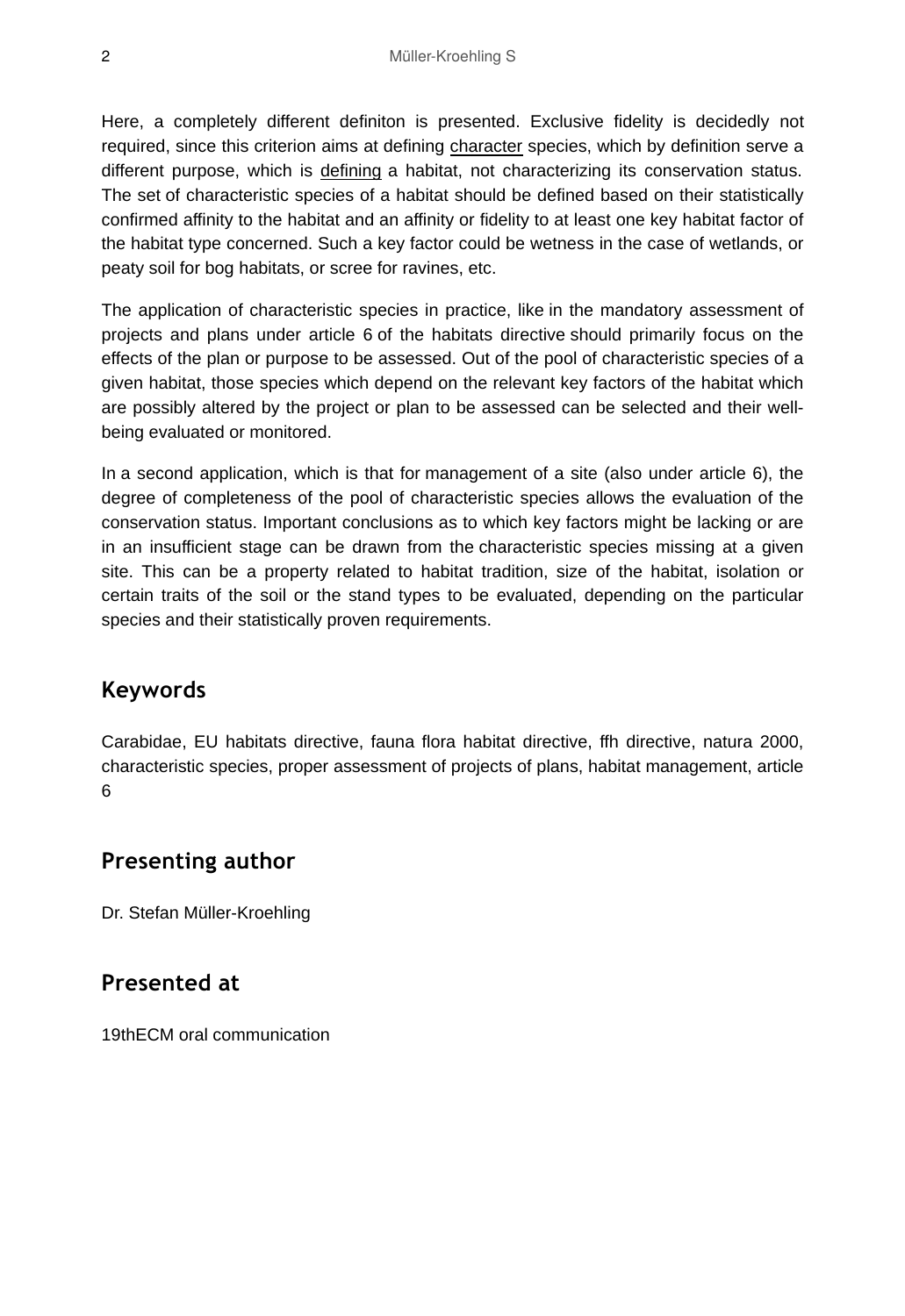Here, a completely different definiton is presented. Exclusive fidelity is decidedly not required, since this criterion aims at defining character species, which by definition serve a different purpose, which is defining a habitat, not characterizing its conservation status. The set of characteristic species of a habitat should be defined based on their statistically confirmed affinity to the habitat and an affinity or fidelity to at least one key habitat factor of the habitat type concerned. Such a key factor could be wetness in the case of wetlands, or peaty soil for bog habitats, or scree for ravines, etc.

The application of characteristic species in practice, like in the mandatory assessment of projects and plans under article 6 of the habitats directive should primarily focus on the effects of the plan or purpose to be assessed. Out of the pool of characteristic species of a given habitat, those species which depend on the relevant key factors of the habitat which are possibly altered by the project or plan to be assessed can be selected and their well-being evaluated or monitored.

In a second application, which is that for management of a site (also under article 6), the degree of completeness of the pool of characteristic species allows the evaluation of the conservation status. Important conclusions as to which key factors might be lacking or are in an insufficient stage can be drawn from the characteristic species missing at a given site. This can be a property related to habitat tradition, size of the habitat, isolation or certain traits of the soil or the stand types to be evaluated, depending on the particular species and their statistically proven requirements.

## Keywords

Carabidae, EU habitats directive, fauna flora habitat directive, ffh directive, natura 2000, characteristic species, proper assessment of projects of plans, habitat management, article 6

## Presenting author

Dr. Stefan Müller-Kroehling

## Presented at

19thECM oral communication